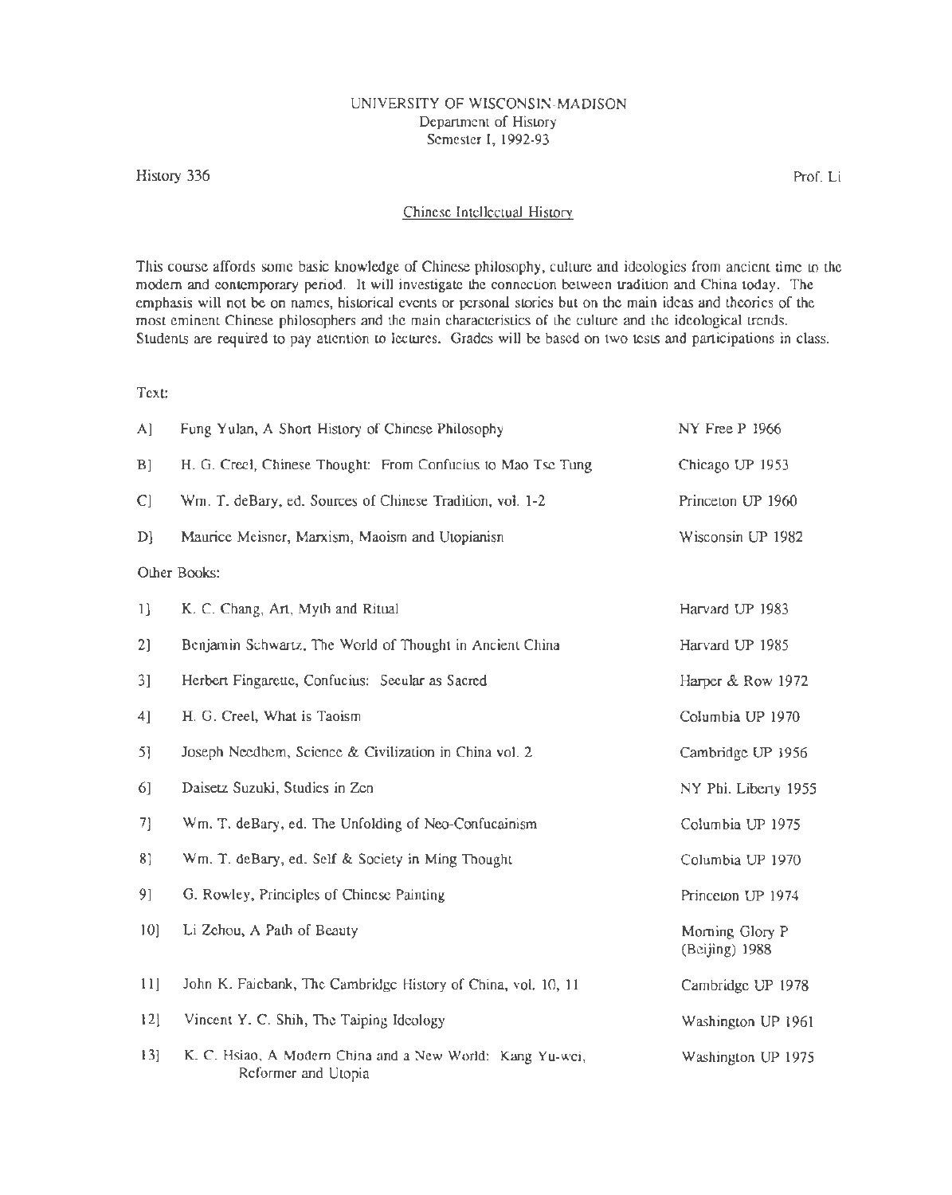UNIVERSITY OF WISCONSIN-MADISON
Department of History
Semester I, 1992-93

History 336 Prof. Li

## Chinese Intellectual History

This course affords some basic knowledge of Chinese philosophy, culture and ideologies from ancient time to the modern and contemporary period. It will investigate the connection between tradition and China today. The emphasis will not be on names, historical events or personal stories but on the main ideas and theories of the most eminent Chinese philosophers and the main characteristics of the culture and the ideological trends. Students are required to pay attention to lectures. Grades will be based on two tests and participations in class.

Text:

| | | |
|---|---|---|
| A] | Fung Yulan, A Short History of Chinese Philosophy | NY Free P 1966 |
| B] | H. G. Creel, Chinese Thought: From Confucius to Mao Tse Tung | Chicago UP 1953 |
| C] | Wm. T. deBary, ed. Sources of Chinese Tradition, vol. 1-2 | Princeton UP 1960 |
| D] | Maurice Meisner, Marxism, Maoism and Utopianisn | Wisconsin UP 1982 |

Other Books:

| | | |
|---|---|---|
| 1] | K. C. Chang, Art, Myth and Ritual | Harvard UP 1983 |
| 2] | Benjamin Schwartz, The World of Thought in Ancient China | Harvard UP 1985 |
| 3] | Herbert Fingarette, Confucius: Secular as Sacred | Harper & Row 1972 |
| 4] | H. G. Creel, What is Taoism | Columbia UP 1970 |
| 5] | Joseph Needhem, Science & Civilization in China vol. 2 | Cambridge UP 1956 |
| 6] | Daisetz Suzuki, Studies in Zen | NY Phi. Liberty 1955 |
| 7] | Wm. T. deBary, ed. The Unfolding of Neo-Confucainism | Columbia UP 1975 |
| 8] | Wm. T. deBary, ed. Self & Society in Ming Thought | Columbia UP 1970 |
| 9] | G. Rowley, Principles of Chinese Painting | Princeton UP 1974 |
| 10] | Li Zehou, A Path of Beauty | Morning Glory P (Beijing) 1988 |
| 11] | John K. Fairbank, The Cambridge History of China, vol. 10, 11 | Cambridge UP 1978 |
| 12] | Vincent Y. C. Shih, The Taiping Ideology | Washington UP 1961 |
| 13] | K. C. Hsiao, A Modern China and a New World: Kang Yu-wei, Reformer and Utopia | Washington UP 1975 |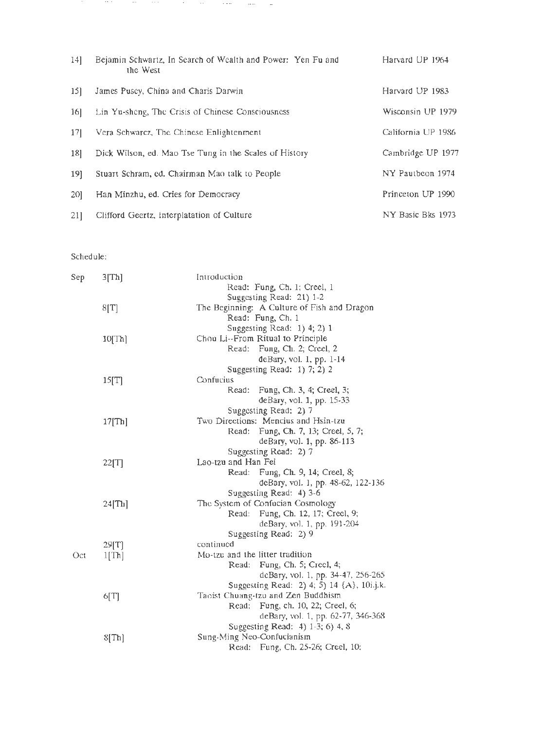| | | |
|---|---|---|
| 14] | Bejamin Schwartz, In Search of Wealth and Power: Yen Fu and the West | Harvard UP 1964 |
| 15] | James Pusey, China and Charis Darwin | Harvard UP 1983 |
| 16] | Lin Yu-sheng, The Crisis of Chinese Consciousness | Wisconsin UP 1979 |
| 17] | Vera Schwarcz, The Chinese Enlightenment | California UP 1986 |
| 18] | Dick Wilson, ed. Mao Tse Tung in the Scales of History | Cambridge UP 1977 |
| 19] | Stuart Schram, ed. Chairman Mao talk to People | NY Pautbeon 1974 |
| 20] | Han Minzhu, ed. Cries for Democracy | Princeton UP 1990 |
| 21] | Clifford Geertz, Interplatation of Culture | NY Basic Bks 1973 |

Schedule:

| | | |
|---|---|---|
| Sep | 3[Th] | Introduction<br>Read: Fung, Ch. 1; Creel, 1<br>Suggesting Read: 21) 1-2 |
| | 8[T] | The Beginning: A Culture of Fish and Dragon<br>Read: Fung, Ch. 1<br>Suggesting Read: 1) 4; 2) 1 |
| | 10[Th] | Chou Li--From Ritual to Principle<br>Read: Fung, Ch. 2; Creel, 2<br>deBary, vol. 1, pp. 1-14<br>Suggesting Read: 1) 7; 2) 2 |
| | 15[T] | Confucius<br>Read: Fung, Ch. 3, 4; Creel, 3;<br>deBary, vol. 1, pp. 15-33<br>Suggesting Read: 2) 7 |
| | 17[Th] | Two Directions: Mencius and Hsin-tzu<br>Read: Fung, Ch. 7, 13; Creel, 5, 7;<br>deBary, vol. 1, pp. 86-113<br>Suggesting Read: 2) 7 |
| | 22[T] | Lao-tzu and Han Fei<br>Read: Fung, Ch. 9, 14; Creel, 8;<br>deBary, vol. 1, pp. 48-62, 122-136<br>Suggesting Read: 4) 3-6 |
| | 24[Th] | The System of Confucian Cosmology<br>Read: Fung, Ch. 12, 17; Creel, 9;<br>deBary, vol. 1, pp. 191-204<br>Suggesting Read: 2) 9 |
| | 29[T] | continued |
| Oct | 1[Th] | Mo-tzu and the litter tradition<br>Read: Fung, Ch. 5; Creel, 4;<br>deBary, vol. 1, pp. 34-47, 256-265<br>Suggesting Read: 2) 4; 5) 14 {A}, 10i.j.k. |
| | 6[T] | Taoist Chuang-tzu and Zen Buddhism<br>Read: Fung, ch. 10, 22; Creel, 6;<br>deBary, vol. 1, pp. 62-77, 346-368<br>Suggesting Read: 4) 1-3; 6) 4, 8 |
| | 8[Th] | Sung-Ming Neo-Confucianism<br>Read: Fung, Ch. 25-26; Creel, 10; |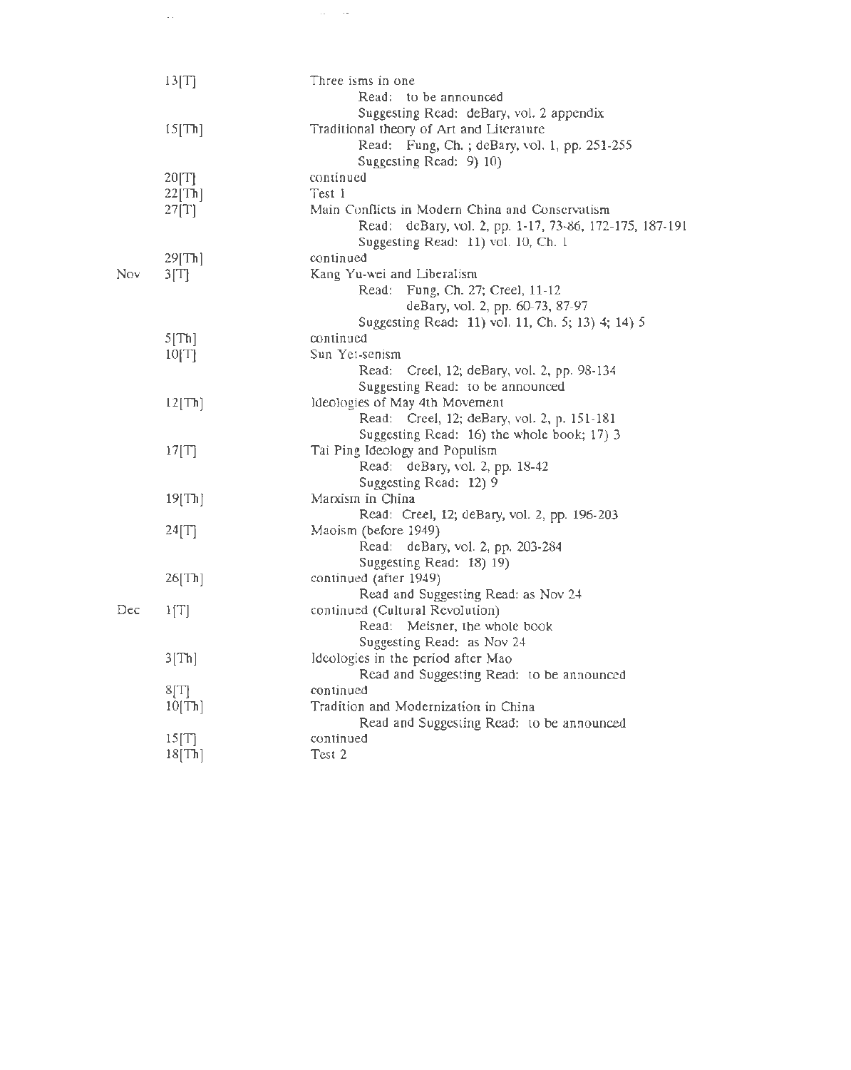| | | |
|---|---|---|
| | 13[T] | Three isms in one<br>Read: to be announced<br>Suggesting Read: deBary, vol. 2 appendix |
| | 15[Th] | Traditional theory of Art and Literature<br>Read: Fung, Ch. ; deBary, vol. 1, pp. 251-255<br>Suggesting Read: 9) 10) |
| | 20[T] | continued |
| | 22[Th] | Test 1 |
| | 27[T] | Main Conflicts in Modern China and Conservatism<br>Read: deBary, vol. 2, pp. 1-17, 73-86, 172-175, 187-191<br>Suggesting Read: 11) vol. 10, Ch. 1 |
| | 29[Th] | continued |
| Nov | 3[T] | Kang Yu-wei and Liberalism<br>Read: Fung, Ch. 27; Creel, 11-12<br>deBary, vol. 2, pp. 60-73, 87-97<br>Suggesting Read: 11) vol. 11, Ch. 5; 13) 4; 14) 5 |
| | 5[Th] | continued |
| | 10[T] | Sun Yet-senism<br>Read: Creel, 12; deBary, vol. 2, pp. 98-134<br>Suggesting Read: to be announced |
| | 12[Th] | Ideologies of May 4th Movement<br>Read: Creel, 12; deBary, vol. 2, p. 151-181<br>Suggesting Read: 16) the whole book; 17) 3 |
| | 17[T] | Tai Ping Ideology and Populism<br>Read: deBary, vol. 2, pp. 18-42<br>Suggesting Read: 12) 9 |
| | 19[Th] | Marxism in China<br>Read: Creel, 12; deBary, vol. 2, pp. 196-203 |
| | 24[T] | Maoism (before 1949)<br>Read: deBary, vol. 2, pp. 203-284<br>Suggesting Read: 18) 19) |
| | 26[Th] | continued (after 1949)<br>Read and Suggesting Read: as Nov 24 |
| Dec | 1[T] | continued (Cultural Revolution)<br>Read: Meisner, the whole book<br>Suggesting Read: as Nov 24 |
| | 3[Th] | Ideologies in the period after Mao<br>Read and Suggesting Read: to be announced |
| | 8[T] | continued |
| | 10[Th] | Tradition and Modernization in China<br>Read and Suggesting Read: to be announced |
| | 15[T] | continued |
| | 18[Th] | Test 2 |